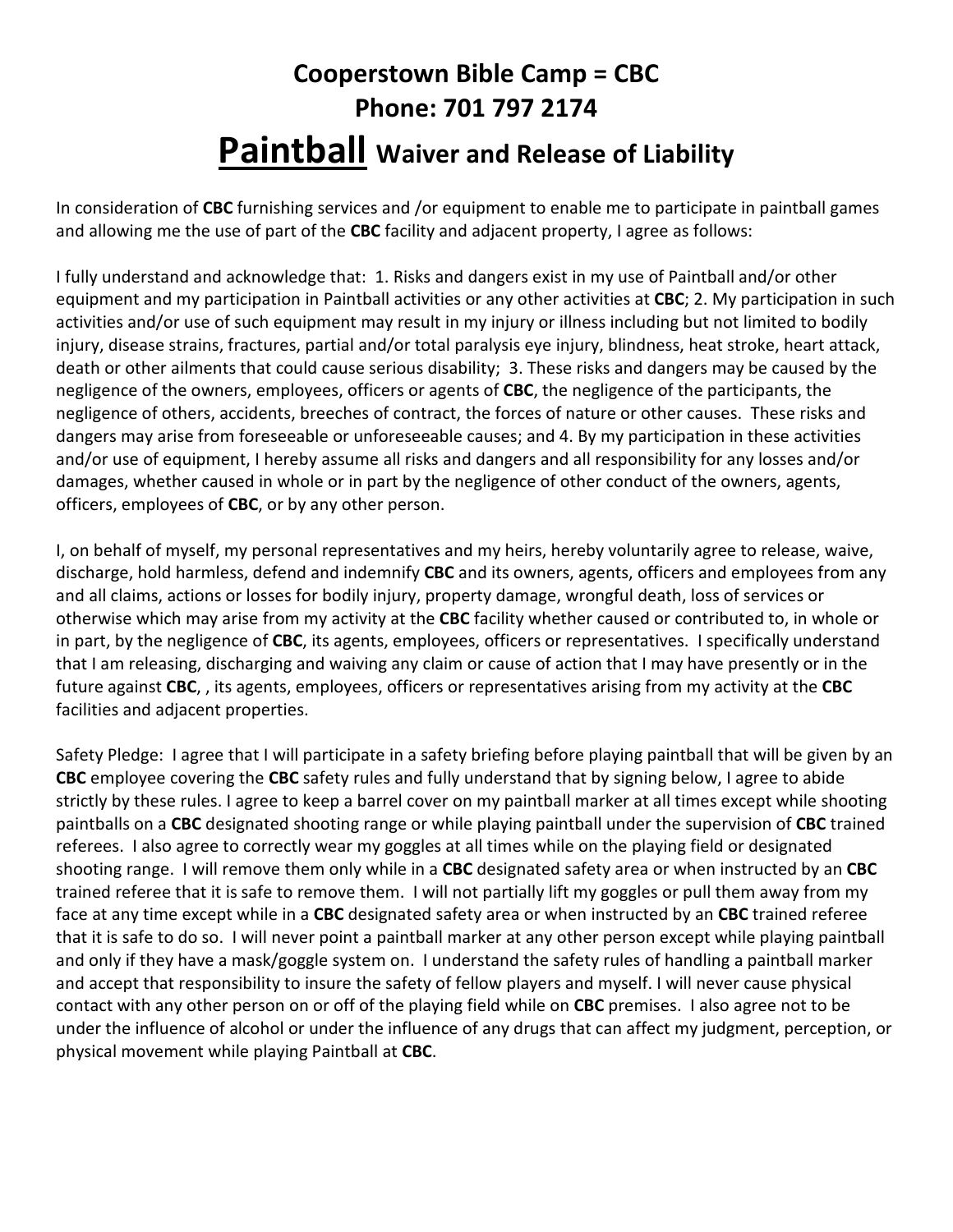# Cooperstown Bible Camp = CBC
# Phone: 701 797 2174
# Paintball Waiver and Release of Liability

In consideration of **CBC** furnishing services and /or equipment to enable me to participate in paintball games and allowing me the use of part of the **CBC** facility and adjacent property, I agree as follows:

I fully understand and acknowledge that: 1. Risks and dangers exist in my use of Paintball and/or other equipment and my participation in Paintball activities or any other activities at **CBC**; 2. My participation in such activities and/or use of such equipment may result in my injury or illness including but not limited to bodily injury, disease strains, fractures, partial and/or total paralysis eye injury, blindness, heat stroke, heart attack, death or other ailments that could cause serious disability; 3. These risks and dangers may be caused by the negligence of the owners, employees, officers or agents of **CBC**, the negligence of the participants, the negligence of others, accidents, breeches of contract, the forces of nature or other causes. These risks and dangers may arise from foreseeable or unforeseeable causes; and 4. By my participation in these activities and/or use of equipment, I hereby assume all risks and dangers and all responsibility for any losses and/or damages, whether caused in whole or in part by the negligence of other conduct of the owners, agents, officers, employees of **CBC**, or by any other person.

I, on behalf of myself, my personal representatives and my heirs, hereby voluntarily agree to release, waive, discharge, hold harmless, defend and indemnify **CBC** and its owners, agents, officers and employees from any and all claims, actions or losses for bodily injury, property damage, wrongful death, loss of services or otherwise which may arise from my activity at the **CBC** facility whether caused or contributed to, in whole or in part, by the negligence of **CBC**, its agents, employees, officers or representatives. I specifically understand that I am releasing, discharging and waiving any claim or cause of action that I may have presently or in the future against **CBC**, , its agents, employees, officers or representatives arising from my activity at the **CBC** facilities and adjacent properties.

Safety Pledge: I agree that I will participate in a safety briefing before playing paintball that will be given by an **CBC** employee covering the **CBC** safety rules and fully understand that by signing below, I agree to abide strictly by these rules. I agree to keep a barrel cover on my paintball marker at all times except while shooting paintballs on a **CBC** designated shooting range or while playing paintball under the supervision of **CBC** trained referees. I also agree to correctly wear my goggles at all times while on the playing field or designated shooting range. I will remove them only while in a **CBC** designated safety area or when instructed by an **CBC** trained referee that it is safe to remove them. I will not partially lift my goggles or pull them away from my face at any time except while in a **CBC** designated safety area or when instructed by an **CBC** trained referee that it is safe to do so. I will never point a paintball marker at any other person except while playing paintball and only if they have a mask/goggle system on. I understand the safety rules of handling a paintball marker and accept that responsibility to insure the safety of fellow players and myself. I will never cause physical contact with any other person on or off of the playing field while on **CBC** premises. I also agree not to be under the influence of alcohol or under the influence of any drugs that can affect my judgment, perception, or physical movement while playing Paintball at **CBC**.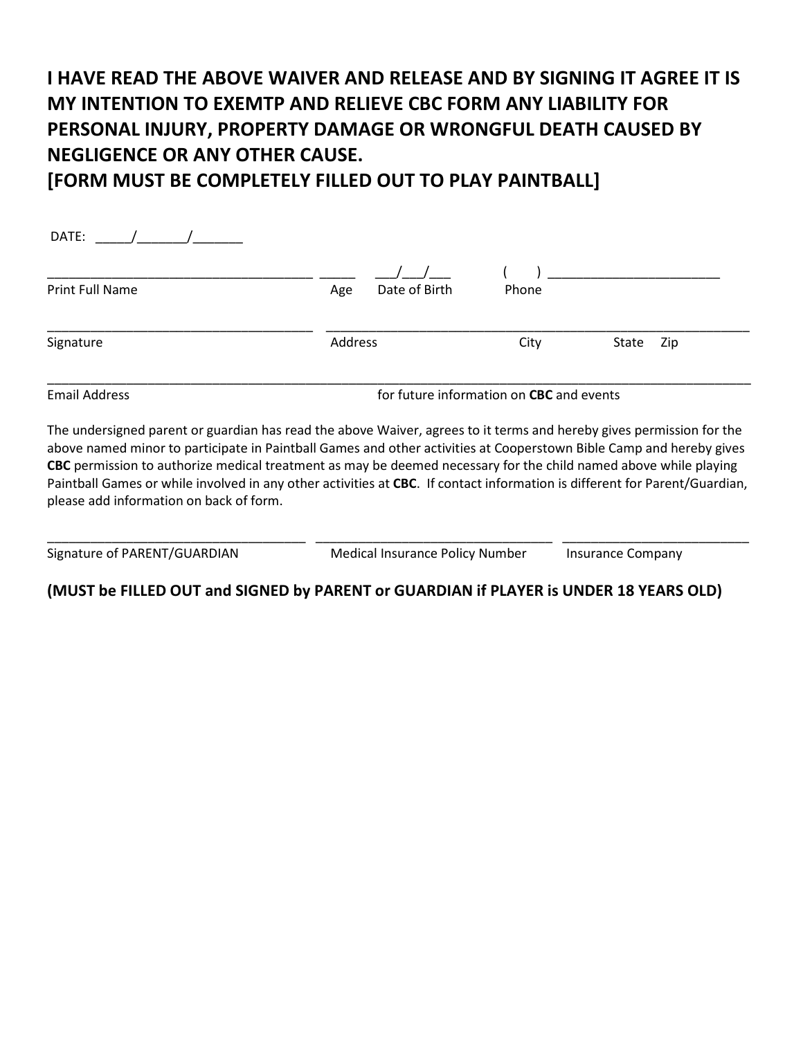**I HAVE READ THE ABOVE WAIVER AND RELEASE AND BY SIGNING IT AGREE IT IS MY INTENTION TO EXEMTP AND RELIEVE CBC FORM ANY LIABILITY FOR PERSONAL INJURY, PROPERTY DAMAGE OR WRONGFUL DEATH CAUSED BY NEGLIGENCE OR ANY OTHER CAUSE.**
**[FORM MUST BE COMPLETELY FILLED OUT TO PLAY PAINTBALL]**

DATE: _____/_______/_______

____________________________________ _____ ___/___/___ (     ) _______________________

Print Full Name | Age | Date of Birth | Phone

_____________________________________ _____________________________________________________________

Signature | Address | City | State | Zip

______________________________________________________________________________________________

Email Address for future information on **CBC** and events

The undersigned parent or guardian has read the above Waiver, agrees to it terms and hereby gives permission for the above named minor to participate in Paintball Games and other activities at Cooperstown Bible Camp and hereby gives **CBC** permission to authorize medical treatment as may be deemed necessary for the child named above while playing Paintball Games or while involved in any other activities at **CBC**. If contact information is different for Parent/Guardian, please add information on back of form.

___________________________________ _________________________________ __________________________

Signature of PARENT/GUARDIAN | Medical Insurance Policy Number | Insurance Company

**(MUST be FILLED OUT and SIGNED by PARENT or GUARDIAN if PLAYER is UNDER 18 YEARS OLD)**